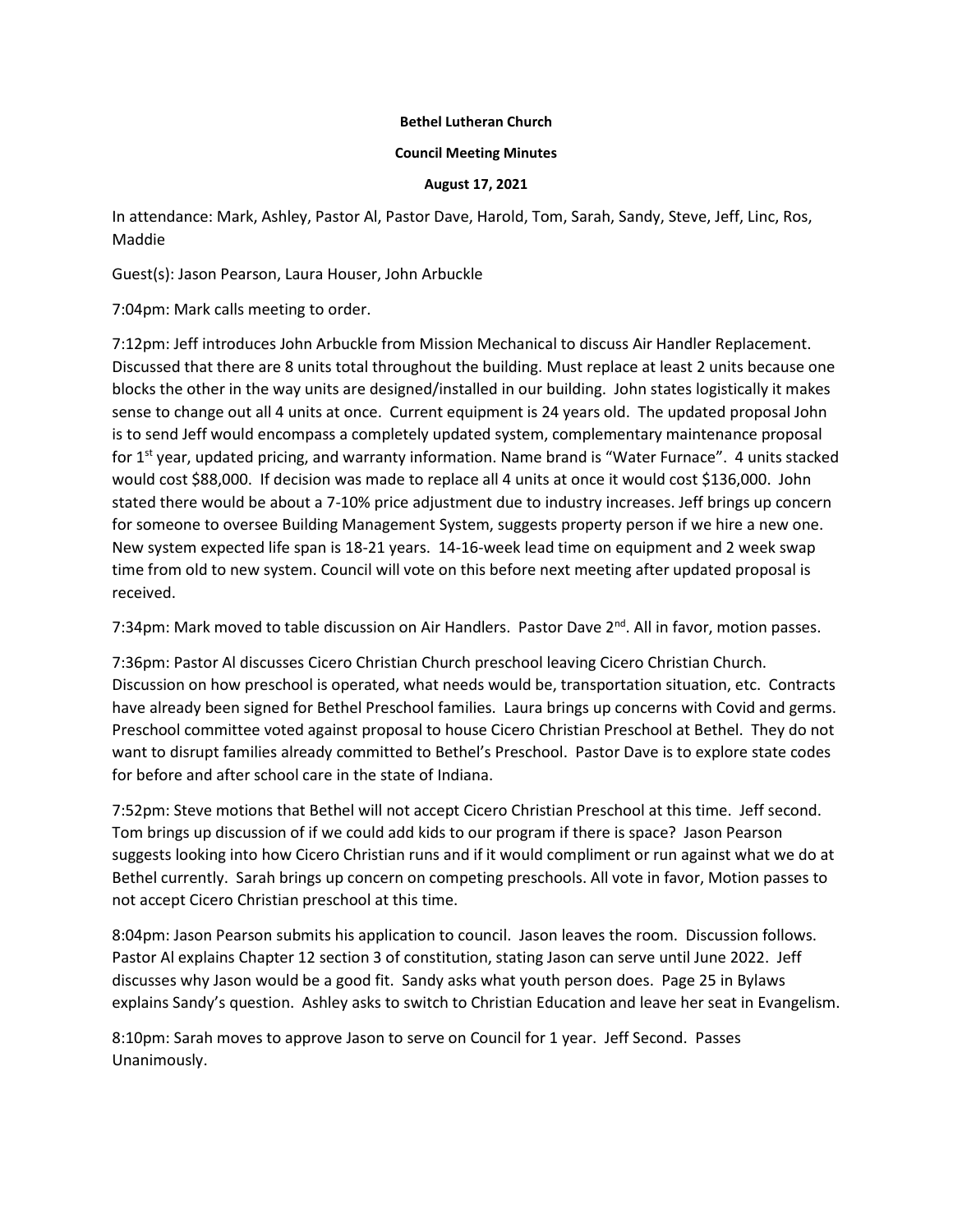**Bethel Lutheran Church**

**Council Meeting Minutes**

**August 17, 2021**

In attendance: Mark, Ashley, Pastor Al, Pastor Dave, Harold, Tom, Sarah, Sandy, Steve, Jeff, Linc, Ros, Maddie

Guest(s): Jason Pearson, Laura Houser, John Arbuckle

7:04pm: Mark calls meeting to order.

7:12pm: Jeff introduces John Arbuckle from Mission Mechanical to discuss Air Handler Replacement. Discussed that there are 8 units total throughout the building. Must replace at least 2 units because one blocks the other in the way units are designed/installed in our building. John states logistically it makes sense to change out all 4 units at once. Current equipment is 24 years old. The updated proposal John is to send Jeff would encompass a completely updated system, complementary maintenance proposal for 1st year, updated pricing, and warranty information. Name brand is "Water Furnace". 4 units stacked would cost $88,000. If decision was made to replace all 4 units at once it would cost $136,000. John stated there would be about a 7-10% price adjustment due to industry increases. Jeff brings up concern for someone to oversee Building Management System, suggests property person if we hire a new one. New system expected life span is 18-21 years. 14-16-week lead time on equipment and 2 week swap time from old to new system. Council will vote on this before next meeting after updated proposal is received.

7:34pm: Mark moved to table discussion on Air Handlers. Pastor Dave 2nd. All in favor, motion passes.

7:36pm: Pastor Al discusses Cicero Christian Church preschool leaving Cicero Christian Church. Discussion on how preschool is operated, what needs would be, transportation situation, etc. Contracts have already been signed for Bethel Preschool families. Laura brings up concerns with Covid and germs. Preschool committee voted against proposal to house Cicero Christian Preschool at Bethel. They do not want to disrupt families already committed to Bethel's Preschool. Pastor Dave is to explore state codes for before and after school care in the state of Indiana.

7:52pm: Steve motions that Bethel will not accept Cicero Christian Preschool at this time. Jeff second. Tom brings up discussion of if we could add kids to our program if there is space? Jason Pearson suggests looking into how Cicero Christian runs and if it would compliment or run against what we do at Bethel currently. Sarah brings up concern on competing preschools. All vote in favor, Motion passes to not accept Cicero Christian preschool at this time.

8:04pm: Jason Pearson submits his application to council. Jason leaves the room. Discussion follows. Pastor Al explains Chapter 12 section 3 of constitution, stating Jason can serve until June 2022. Jeff discusses why Jason would be a good fit. Sandy asks what youth person does. Page 25 in Bylaws explains Sandy's question. Ashley asks to switch to Christian Education and leave her seat in Evangelism.

8:10pm: Sarah moves to approve Jason to serve on Council for 1 year. Jeff Second. Passes Unanimously.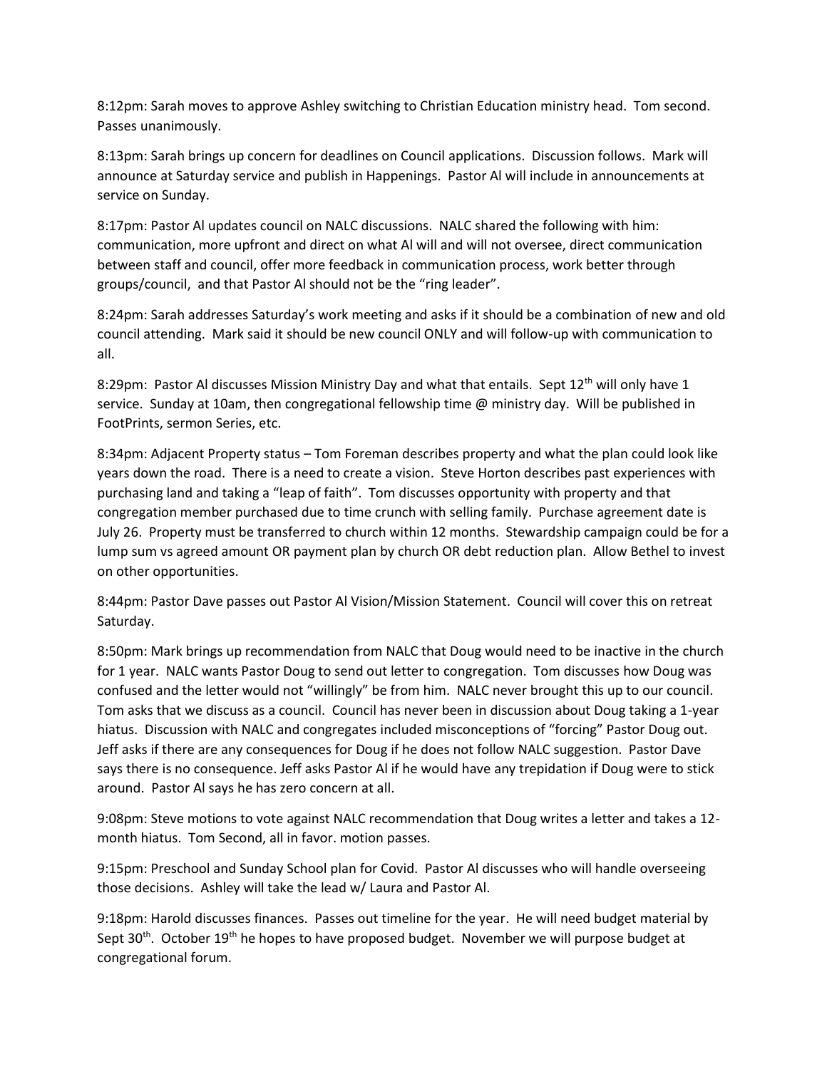8:12pm: Sarah moves to approve Ashley switching to Christian Education ministry head. Tom second. Passes unanimously.

8:13pm: Sarah brings up concern for deadlines on Council applications. Discussion follows. Mark will announce at Saturday service and publish in Happenings. Pastor Al will include in announcements at service on Sunday.

8:17pm: Pastor Al updates council on NALC discussions. NALC shared the following with him: communication, more upfront and direct on what Al will and will not oversee, direct communication between staff and council, offer more feedback in communication process, work better through groups/council, and that Pastor Al should not be the "ring leader".

8:24pm: Sarah addresses Saturday's work meeting and asks if it should be a combination of new and old council attending. Mark said it should be new council ONLY and will follow-up with communication to all.

8:29pm: Pastor Al discusses Mission Ministry Day and what that entails. Sept 12th will only have 1 service. Sunday at 10am, then congregational fellowship time @ ministry day. Will be published in FootPrints, sermon Series, etc.

8:34pm: Adjacent Property status – Tom Foreman describes property and what the plan could look like years down the road. There is a need to create a vision. Steve Horton describes past experiences with purchasing land and taking a "leap of faith". Tom discusses opportunity with property and that congregation member purchased due to time crunch with selling family. Purchase agreement date is July 26. Property must be transferred to church within 12 months. Stewardship campaign could be for a lump sum vs agreed amount OR payment plan by church OR debt reduction plan. Allow Bethel to invest on other opportunities.

8:44pm: Pastor Dave passes out Pastor Al Vision/Mission Statement. Council will cover this on retreat Saturday.

8:50pm: Mark brings up recommendation from NALC that Doug would need to be inactive in the church for 1 year. NALC wants Pastor Doug to send out letter to congregation. Tom discusses how Doug was confused and the letter would not "willingly" be from him. NALC never brought this up to our council. Tom asks that we discuss as a council. Council has never been in discussion about Doug taking a 1-year hiatus. Discussion with NALC and congregates included misconceptions of "forcing" Pastor Doug out. Jeff asks if there are any consequences for Doug if he does not follow NALC suggestion. Pastor Dave says there is no consequence. Jeff asks Pastor Al if he would have any trepidation if Doug were to stick around. Pastor Al says he has zero concern at all.

9:08pm: Steve motions to vote against NALC recommendation that Doug writes a letter and takes a 12-month hiatus. Tom Second, all in favor. motion passes.

9:15pm: Preschool and Sunday School plan for Covid. Pastor Al discusses who will handle overseeing those decisions. Ashley will take the lead w/ Laura and Pastor Al.

9:18pm: Harold discusses finances. Passes out timeline for the year. He will need budget material by Sept 30th. October 19th he hopes to have proposed budget. November we will purpose budget at congregational forum.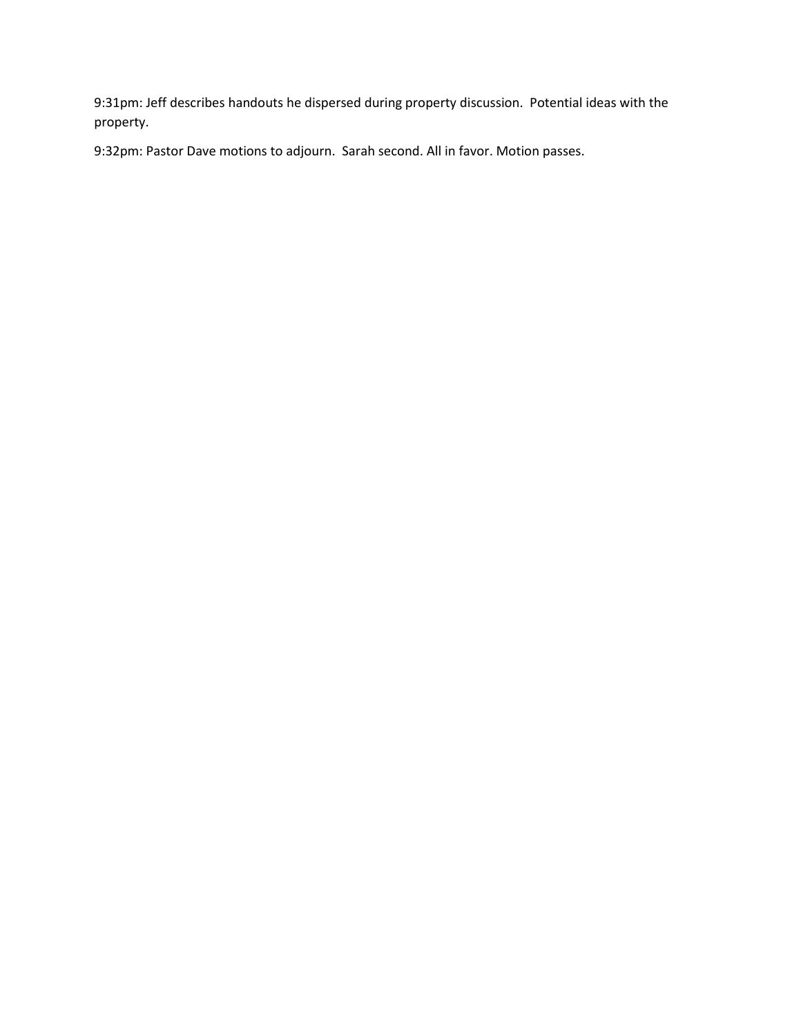9:31pm: Jeff describes handouts he dispersed during property discussion.  Potential ideas with the property.

9:32pm: Pastor Dave motions to adjourn.  Sarah second. All in favor. Motion passes.